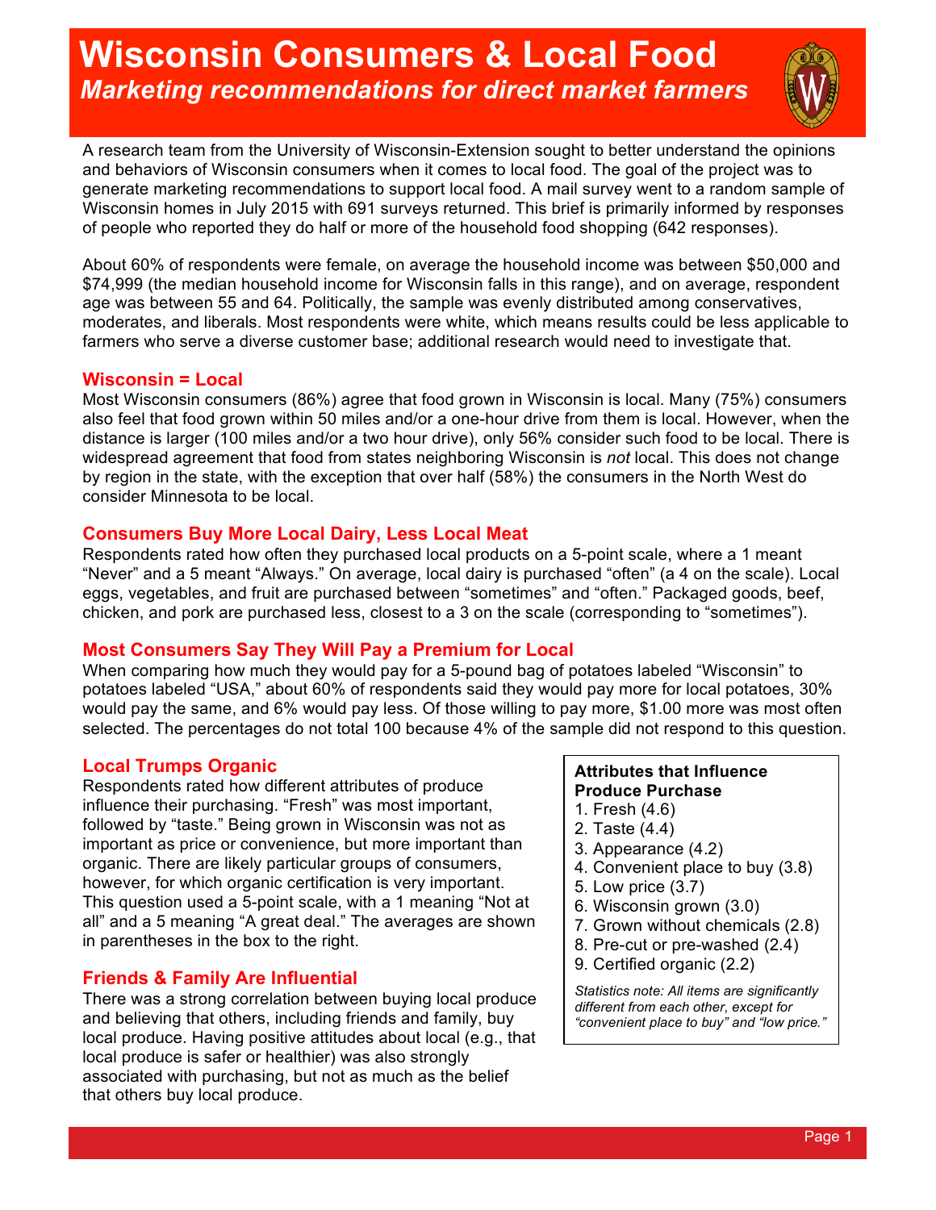# Wisconsin Consumers & Local Food

## *Marketing recommendations for direct market farmers*

A research team from the University of Wisconsin-Extension sought to better understand the opinions and behaviors of Wisconsin consumers when it comes to local food. The goal of the project was to generate marketing recommendations to support local food. A mail survey went to a random sample of Wisconsin homes in July 2015 with 691 surveys returned. This brief is primarily informed by responses of people who reported they do half or more of the household food shopping (642 responses).

About 60% of respondents were female, on average the household income was between $50,000 and $74,999 (the median household income for Wisconsin falls in this range), and on average, respondent age was between 55 and 64. Politically, the sample was evenly distributed among conservatives, moderates, and liberals. Most respondents were white, which means results could be less applicable to farmers who serve a diverse customer base; additional research would need to investigate that.

### Wisconsin = Local

Most Wisconsin consumers (86%) agree that food grown in Wisconsin is local. Many (75%) consumers also feel that food grown within 50 miles and/or a one-hour drive from them is local. However, when the distance is larger (100 miles and/or a two hour drive), only 56% consider such food to be local. There is widespread agreement that food from states neighboring Wisconsin is *not* local. This does not change by region in the state, with the exception that over half (58%) the consumers in the North West do consider Minnesota to be local.

### Consumers Buy More Local Dairy, Less Local Meat

Respondents rated how often they purchased local products on a 5-point scale, where a 1 meant "Never" and a 5 meant "Always." On average, local dairy is purchased "often" (a 4 on the scale). Local eggs, vegetables, and fruit are purchased between "sometimes" and "often." Packaged goods, beef, chicken, and pork are purchased less, closest to a 3 on the scale (corresponding to "sometimes").

### Most Consumers Say They Will Pay a Premium for Local

When comparing how much they would pay for a 5-pound bag of potatoes labeled "Wisconsin" to potatoes labeled "USA," about 60% of respondents said they would pay more for local potatoes, 30% would pay the same, and 6% would pay less. Of those willing to pay more, $1.00 more was most often selected. The percentages do not total 100 because 4% of the sample did not respond to this question.

### Local Trumps Organic

Respondents rated how different attributes of produce influence their purchasing. "Fresh" was most important, followed by "taste." Being grown in Wisconsin was not as important as price or convenience, but more important than organic. There are likely particular groups of consumers, however, for which organic certification is very important. This question used a 5-point scale, with a 1 meaning "Not at all" and a 5 meaning "A great deal." The averages are shown in parentheses in the box to the right.

**Attributes that Influence Produce Purchase**

1. Fresh (4.6)
2. Taste (4.4)
3. Appearance (4.2)
4. Convenient place to buy (3.8)
5. Low price (3.7)
6. Wisconsin grown (3.0)
7. Grown without chemicals (2.8)
8. Pre-cut or pre-washed (2.4)
9. Certified organic (2.2)

*Statistics note: All items are significantly different from each other, except for "convenient place to buy" and "low price."*

### Friends & Family Are Influential

There was a strong correlation between buying local produce and believing that others, including friends and family, buy local produce. Having positive attitudes about local (e.g., that local produce is safer or healthier) was also strongly associated with purchasing, but not as much as the belief that others buy local produce.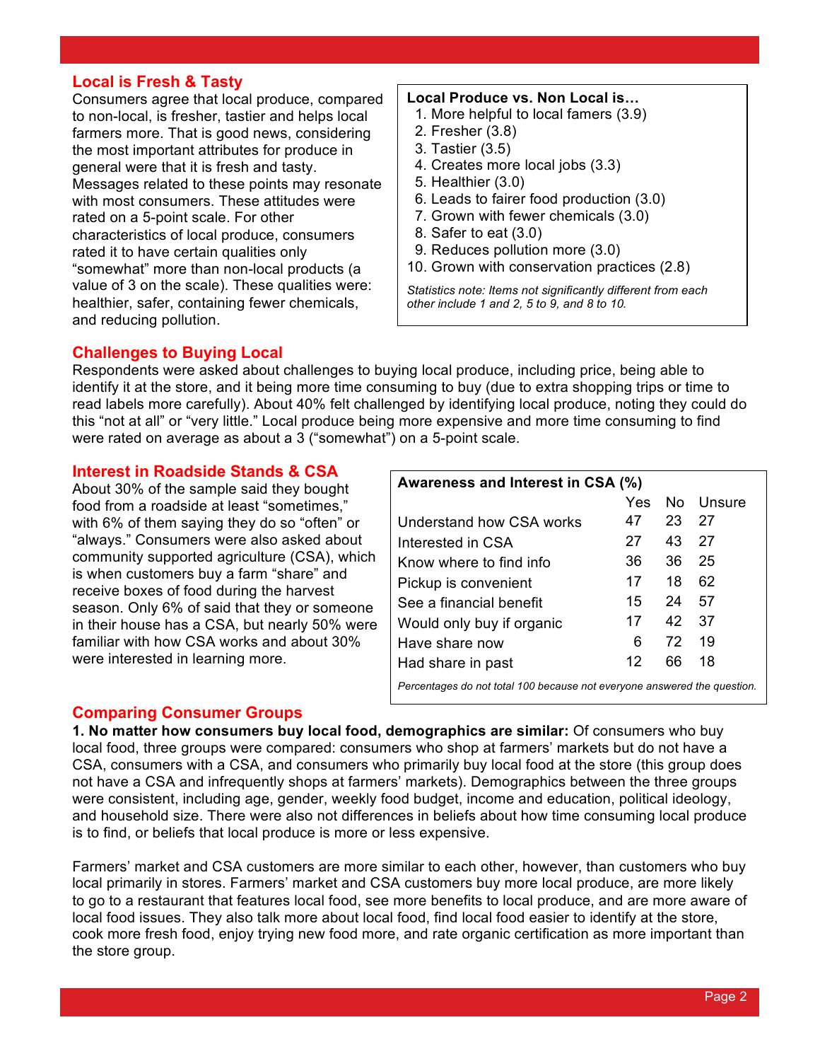## Local is Fresh & Tasty

Consumers agree that local produce, compared to non-local, is fresher, tastier and helps local farmers more. That is good news, considering the most important attributes for produce in general were that it is fresh and tasty. Messages related to these points may resonate with most consumers. These attitudes were rated on a 5-point scale. For other characteristics of local produce, consumers rated it to have certain qualities only "somewhat" more than non-local products (a value of 3 on the scale). These qualities were: healthier, safer, containing fewer chemicals, and reducing pollution.

**Local Produce vs. Non Local is…**

1. More helpful to local famers (3.9)
2. Fresher (3.8)
3. Tastier (3.5)
4. Creates more local jobs (3.3)
5. Healthier (3.0)
6. Leads to fairer food production (3.0)
7. Grown with fewer chemicals (3.0)
8. Safer to eat (3.0)
9. Reduces pollution more (3.0)
10. Grown with conservation practices (2.8)

*Statistics note: Items not significantly different from each other include 1 and 2, 5 to 9, and 8 to 10.*

## Challenges to Buying Local

Respondents were asked about challenges to buying local produce, including price, being able to identify it at the store, and it being more time consuming to buy (due to extra shopping trips or time to read labels more carefully). About 40% felt challenged by identifying local produce, noting they could do this "not at all" or "very little." Local produce being more expensive and more time consuming to find were rated on average as about a 3 ("somewhat") on a 5-point scale.

## Interest in Roadside Stands & CSA

About 30% of the sample said they bought food from a roadside at least "sometimes," with 6% of them saying they do so "often" or "always." Consumers were also asked about community supported agriculture (CSA), which is when customers buy a farm "share" and receive boxes of food during the harvest season. Only 6% of said that they or someone in their house has a CSA, but nearly 50% were familiar with how CSA works and about 30% were interested in learning more.

**Awareness and Interest in CSA (%)**

| | Yes | No | Unsure |
|---|---|---|---|
| Understand how CSA works | 47 | 23 | 27 |
| Interested in CSA | 27 | 43 | 27 |
| Know where to find info | 36 | 36 | 25 |
| Pickup is convenient | 17 | 18 | 62 |
| See a financial benefit | 15 | 24 | 57 |
| Would only buy if organic | 17 | 42 | 37 |
| Have share now | 6 | 72 | 19 |
| Had share in past | 12 | 66 | 18 |

*Percentages do not total 100 because not everyone answered the question.*

## Comparing Consumer Groups

**1. No matter how consumers buy local food, demographics are similar:** Of consumers who buy local food, three groups were compared: consumers who shop at farmers' markets but do not have a CSA, consumers with a CSA, and consumers who primarily buy local food at the store (this group does not have a CSA and infrequently shops at farmers' markets). Demographics between the three groups were consistent, including age, gender, weekly food budget, income and education, political ideology, and household size. There were also not differences in beliefs about how time consuming local produce is to find, or beliefs that local produce is more or less expensive.

Farmers' market and CSA customers are more similar to each other, however, than customers who buy local primarily in stores. Farmers' market and CSA customers buy more local produce, are more likely to go to a restaurant that features local food, see more benefits to local produce, and are more aware of local food issues. They also talk more about local food, find local food easier to identify at the store, cook more fresh food, enjoy trying new food more, and rate organic certification as more important than the store group.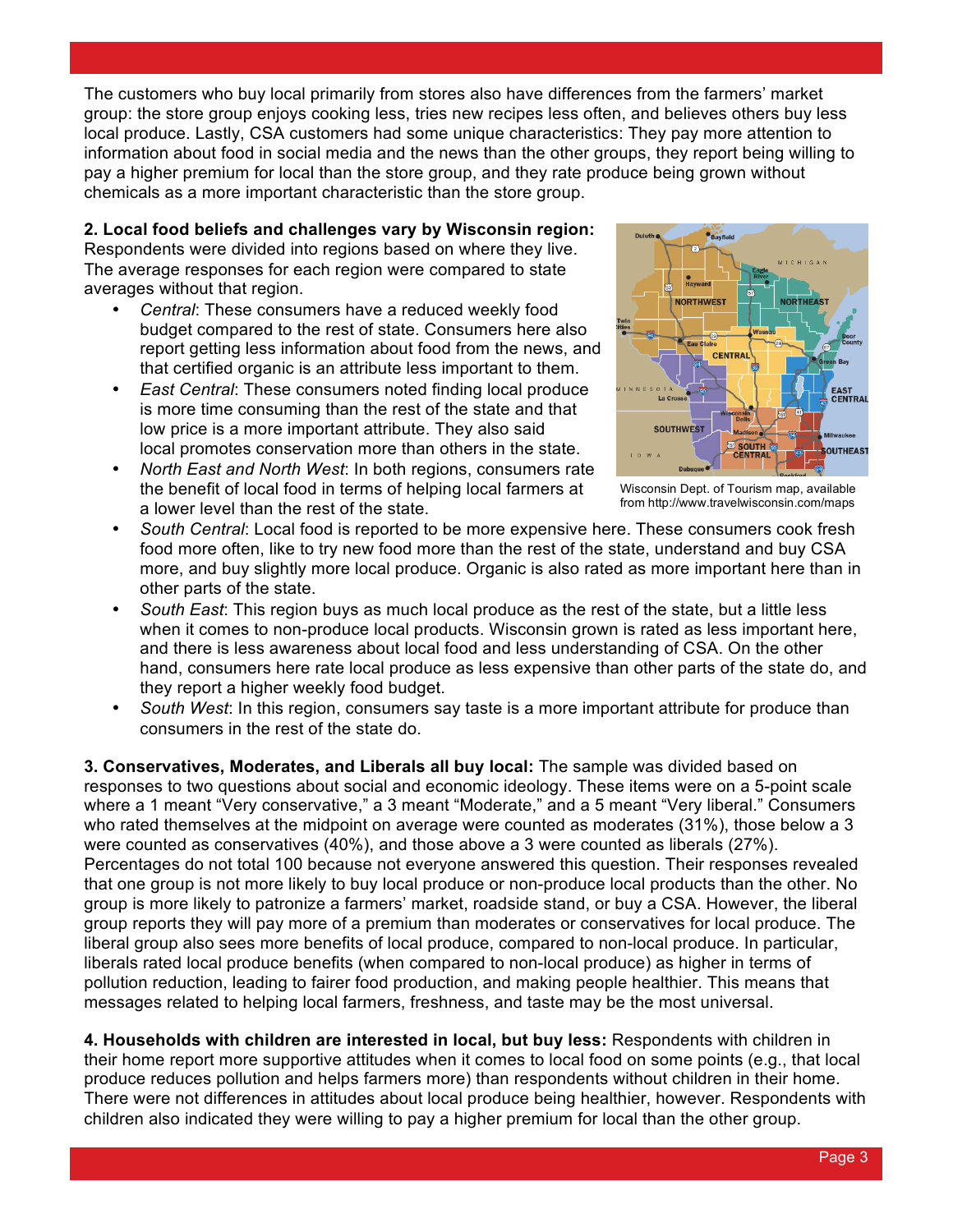The customers who buy local primarily from stores also have differences from the farmers' market group: the store group enjoys cooking less, tries new recipes less often, and believes others buy less local produce. Lastly, CSA customers had some unique characteristics: They pay more attention to information about food in social media and the news than the other groups, they report being willing to pay a higher premium for local than the store group, and they rate produce being grown without chemicals as a more important characteristic than the store group.

**2. Local food beliefs and challenges vary by Wisconsin region:** Respondents were divided into regions based on where they live. The average responses for each region were compared to state averages without that region.

- *Central*: These consumers have a reduced weekly food budget compared to the rest of state. Consumers here also report getting less information about food from the news, and that certified organic is an attribute less important to them.
- *East Central*: These consumers noted finding local produce is more time consuming than the rest of the state and that low price is a more important attribute. They also said local promotes conservation more than others in the state.
- *North East and North West*: In both regions, consumers rate the benefit of local food in terms of helping local farmers at a lower level than the rest of the state.
- *South Central*: Local food is reported to be more expensive here. These consumers cook fresh food more often, like to try new food more than the rest of the state, understand and buy CSA more, and buy slightly more local produce. Organic is also rated as more important here than in other parts of the state.
- *South East*: This region buys as much local produce as the rest of the state, but a little less when it comes to non-produce local products. Wisconsin grown is rated as less important here, and there is less awareness about local food and less understanding of CSA. On the other hand, consumers here rate local produce as less expensive than other parts of the state do, and they report a higher weekly food budget.
- *South West*: In this region, consumers say taste is a more important attribute for produce than consumers in the rest of the state do.

Wisconsin Dept. of Tourism map, available from http://www.travelwisconsin.com/maps

**3. Conservatives, Moderates, and Liberals all buy local:** The sample was divided based on responses to two questions about social and economic ideology. These items were on a 5-point scale where a 1 meant "Very conservative," a 3 meant "Moderate," and a 5 meant "Very liberal." Consumers who rated themselves at the midpoint on average were counted as moderates (31%), those below a 3 were counted as conservatives (40%), and those above a 3 were counted as liberals (27%). Percentages do not total 100 because not everyone answered this question. Their responses revealed that one group is not more likely to buy local produce or non-produce local products than the other. No group is more likely to patronize a farmers' market, roadside stand, or buy a CSA. However, the liberal group reports they will pay more of a premium than moderates or conservatives for local produce. The liberal group also sees more benefits of local produce, compared to non-local produce. In particular, liberals rated local produce benefits (when compared to non-local produce) as higher in terms of pollution reduction, leading to fairer food production, and making people healthier. This means that messages related to helping local farmers, freshness, and taste may be the most universal.

**4. Households with children are interested in local, but buy less:** Respondents with children in their home report more supportive attitudes when it comes to local food on some points (e.g., that local produce reduces pollution and helps farmers more) than respondents without children in their home. There were not differences in attitudes about local produce being healthier, however. Respondents with children also indicated they were willing to pay a higher premium for local than the other group.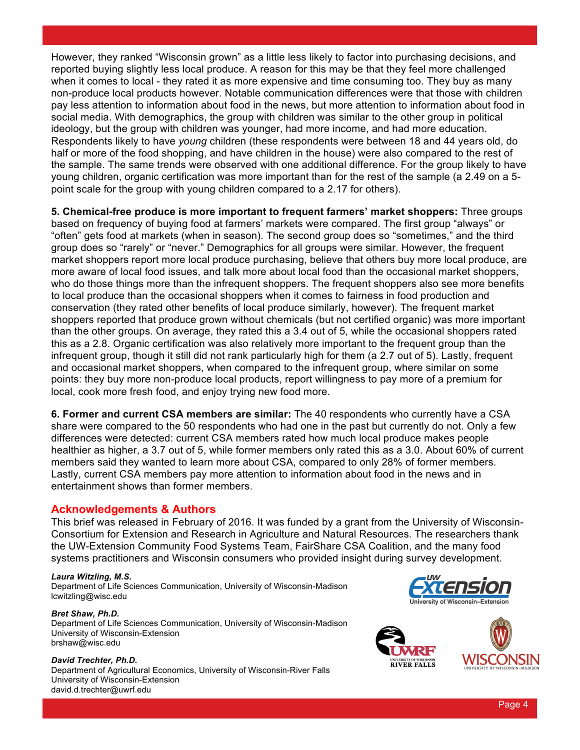However, they ranked "Wisconsin grown" as a little less likely to factor into purchasing decisions, and reported buying slightly less local produce. A reason for this may be that they feel more challenged when it comes to local - they rated it as more expensive and time consuming too. They buy as many non-produce local products however. Notable communication differences were that those with children pay less attention to information about food in the news, but more attention to information about food in social media. With demographics, the group with children was similar to the other group in political ideology, but the group with children was younger, had more income, and had more education. Respondents likely to have *young* children (these respondents were between 18 and 44 years old, do half or more of the food shopping, and have children in the house) were also compared to the rest of the sample. The same trends were observed with one additional difference. For the group likely to have young children, organic certification was more important than for the rest of the sample (a 2.49 on a 5-point scale for the group with young children compared to a 2.17 for others).

**5. Chemical-free produce is more important to frequent farmers' market shoppers:** Three groups based on frequency of buying food at farmers' markets were compared. The first group "always" or "often" gets food at markets (when in season). The second group does so "sometimes," and the third group does so "rarely" or "never." Demographics for all groups were similar. However, the frequent market shoppers report more local produce purchasing, believe that others buy more local produce, are more aware of local food issues, and talk more about local food than the occasional market shoppers, who do those things more than the infrequent shoppers. The frequent shoppers also see more benefits to local produce than the occasional shoppers when it comes to fairness in food production and conservation (they rated other benefits of local produce similarly, however). The frequent market shoppers reported that produce grown without chemicals (but not certified organic) was more important than the other groups. On average, they rated this a 3.4 out of 5, while the occasional shoppers rated this as a 2.8. Organic certification was also relatively more important to the frequent group than the infrequent group, though it still did not rank particularly high for them (a 2.7 out of 5). Lastly, frequent and occasional market shoppers, when compared to the infrequent group, where similar on some points: they buy more non-produce local products, report willingness to pay more of a premium for local, cook more fresh food, and enjoy trying new food more.

**6. Former and current CSA members are similar:** The 40 respondents who currently have a CSA share were compared to the 50 respondents who had one in the past but currently do not. Only a few differences were detected: current CSA members rated how much local produce makes people healthier as higher, a 3.7 out of 5, while former members only rated this as a 3.0. About 60% of current members said they wanted to learn more about CSA, compared to only 28% of former members. Lastly, current CSA members pay more attention to information about food in the news and in entertainment shows than former members.

## Acknowledgements & Authors

This brief was released in February of 2016. It was funded by a grant from the University of Wisconsin-Consortium for Extension and Research in Agriculture and Natural Resources. The researchers thank the UW-Extension Community Food Systems Team, FairShare CSA Coalition, and the many food systems practitioners and Wisconsin consumers who provided insight during survey development.

***Laura Witzling, M.S.***
Department of Life Sciences Communication, University of Wisconsin-Madison
lcwitzling@wisc.edu

***Bret Shaw, Ph.D.***
Department of Life Sciences Communication, University of Wisconsin-Madison
University of Wisconsin-Extension
brshaw@wisc.edu

***David Trechter, Ph.D.***
Department of Agricultural Economics, University of Wisconsin-River Falls
University of Wisconsin-Extension
david.d.trechter@uwrf.edu